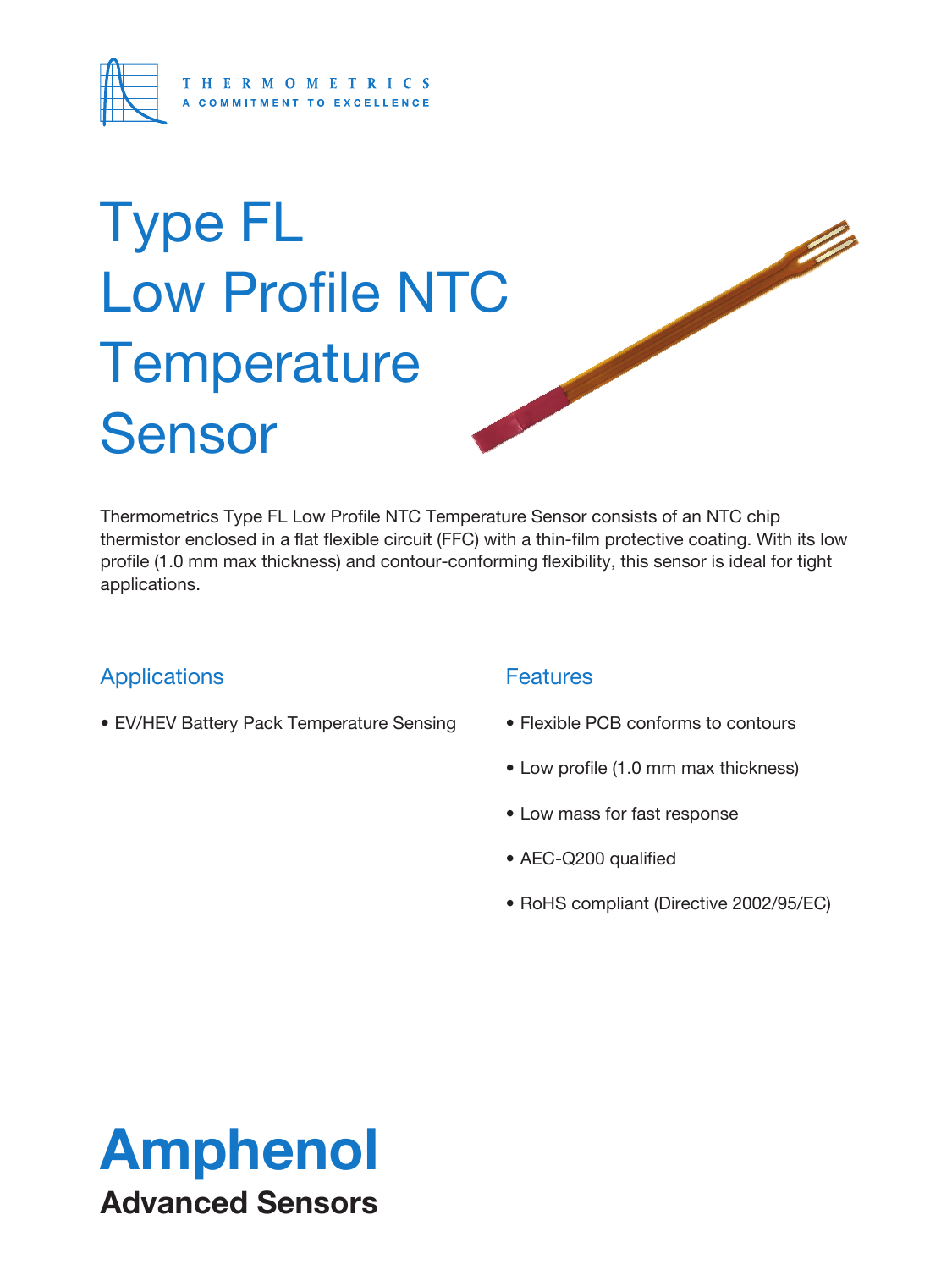THERMOMETRICS
A COMMITMENT TO EXCELLENCE

# Type FL Low Profile NTC Temperature Sensor

Thermometrics Type FL Low Profile NTC Temperature Sensor consists of an NTC chip thermistor enclosed in a flat flexible circuit (FFC) with a thin-film protective coating. With its low profile (1.0 mm max thickness) and contour-conforming flexibility, this sensor is ideal for tight applications.

## Applications

- EV/HEV Battery Pack Temperature Sensing

## Features

- Flexible PCB conforms to contours
- Low profile (1.0 mm max thickness)
- Low mass for fast response
- AEC-Q200 qualified
- RoHS compliant (Directive 2002/95/EC)

**Amphenol**
**Advanced Sensors**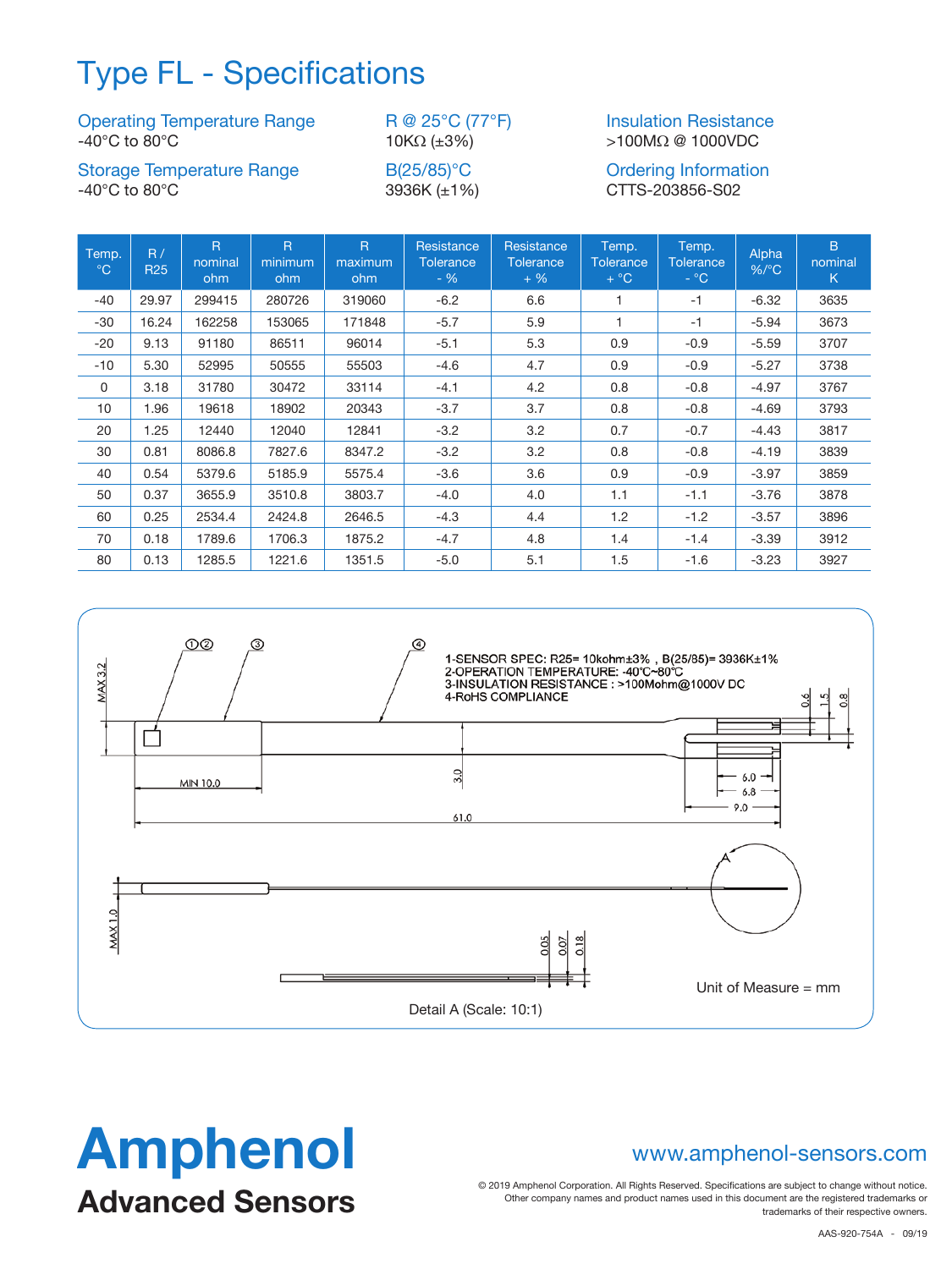# Type FL - Specifications

**Operating Temperature Range**
-40°C to 80°C

**Storage Temperature Range**
-40°C to 80°C

**R @ 25°C (77°F)**
10KΩ (±3%)

**B(25/85)°C**
3936K (±1%)

**Insulation Resistance**
>100MΩ @ 1000VDC

**Ordering Information**
CTTS-203856-S02

| Temp. °C | R / R25 | R nominal ohm | R minimum ohm | R maximum ohm | Resistance Tolerance - % | Resistance Tolerance + % | Temp. Tolerance + °C | Temp. Tolerance - °C | Alpha %/°C | B nominal K |
|---|---|---|---|---|---|---|---|---|---|---|
| -40 | 29.97 | 299415 | 280726 | 319060 | -6.2 | 6.6 | 1 | -1 | -6.32 | 3635 |
| -30 | 16.24 | 162258 | 153065 | 171848 | -5.7 | 5.9 | 1 | -1 | -5.94 | 3673 |
| -20 | 9.13 | 91180 | 86511 | 96014 | -5.1 | 5.3 | 0.9 | -0.9 | -5.59 | 3707 |
| -10 | 5.30 | 52995 | 50555 | 55503 | -4.6 | 4.7 | 0.9 | -0.9 | -5.27 | 3738 |
| 0 | 3.18 | 31780 | 30472 | 33114 | -4.1 | 4.2 | 0.8 | -0.8 | -4.97 | 3767 |
| 10 | 1.96 | 19618 | 18902 | 20343 | -3.7 | 3.7 | 0.8 | -0.8 | -4.69 | 3793 |
| 20 | 1.25 | 12440 | 12040 | 12841 | -3.2 | 3.2 | 0.7 | -0.7 | -4.43 | 3817 |
| 30 | 0.81 | 8086.8 | 7827.6 | 8347.2 | -3.2 | 3.2 | 0.8 | -0.8 | -4.19 | 3839 |
| 40 | 0.54 | 5379.6 | 5185.9 | 5575.4 | -3.6 | 3.6 | 0.9 | -0.9 | -3.97 | 3859 |
| 50 | 0.37 | 3655.9 | 3510.8 | 3803.7 | -4.0 | 4.0 | 1.1 | -1.1 | -3.76 | 3878 |
| 60 | 0.25 | 2534.4 | 2424.8 | 2646.5 | -4.3 | 4.4 | 1.2 | -1.2 | -3.57 | 3896 |
| 70 | 0.18 | 1789.6 | 1706.3 | 1875.2 | -4.7 | 4.8 | 1.4 | -1.4 | -3.39 | 3912 |
| 80 | 0.13 | 1285.5 | 1221.6 | 1351.5 | -5.0 | 5.1 | 1.5 | -1.6 | -3.23 | 3927 |

1-SENSOR SPEC: R25= 10kohm±3% , B(25/85)= 3936K±1%
2-OPERATION TEMPERATURE: -40℃~80℃
3-INSULATION RESISTANCE : >100Mohm@1000V DC
4-RoHS COMPLIANCE

①② ③ ④
MAX 3.2
MIN 10.0
3.0
61.0
0.6
1.5
0.8
6.0
6.8
9.0
A
MAX 1.0
0.05
0.07
0.18

Unit of Measure = mm

Detail A (Scale: 10:1)

**Amphenol**
**Advanced Sensors**

www.amphenol-sensors.com

© 2019 Amphenol Corporation. All Rights Reserved. Specifications are subject to change without notice. Other company names and product names used in this document are the registered trademarks or trademarks of their respective owners.

AAS-920-754A - 09/19